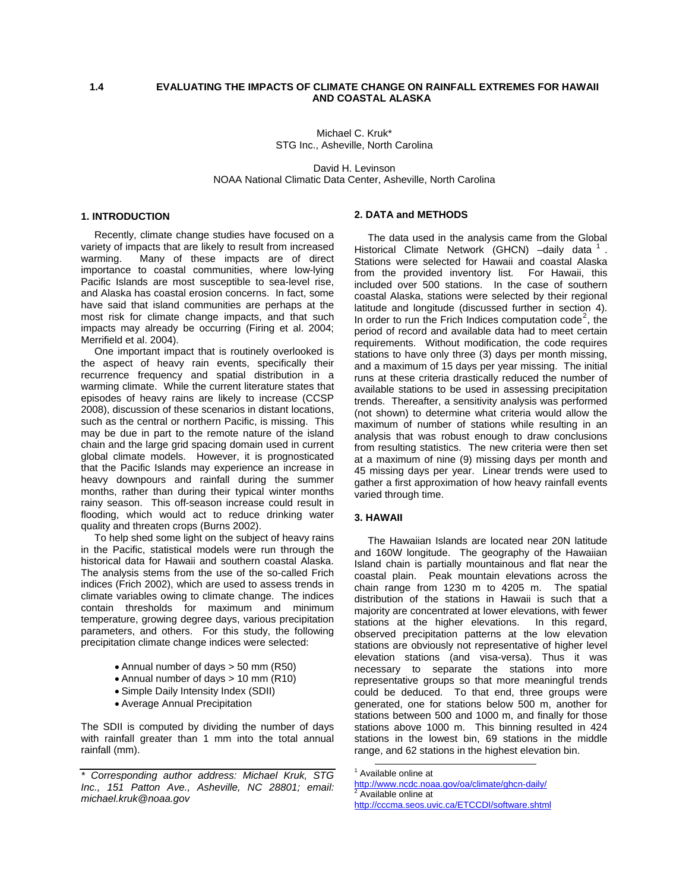# 1.4 EVALUATING THE IMPACTS OF CLIMATE CHANGE ON RAINFALL EXTREMES FOR HAWAII AND COASTAL ALASKA

Michael C. Kruk*
STG Inc., Asheville, North Carolina

David H. Levinson
NOAA National Climatic Data Center, Asheville, North Carolina

## 1. INTRODUCTION

Recently, climate change studies have focused on a variety of impacts that are likely to result from increased warming. Many of these impacts are of direct importance to coastal communities, where low-lying Pacific Islands are most susceptible to sea-level rise, and Alaska has coastal erosion concerns. In fact, some have said that island communities are perhaps at the most risk for climate change impacts, and that such impacts may already be occurring (Firing et al. 2004; Merrifield et al. 2004).

One important impact that is routinely overlooked is the aspect of heavy rain events, specifically their recurrence frequency and spatial distribution in a warming climate. While the current literature states that episodes of heavy rains are likely to increase (CCSP 2008), discussion of these scenarios in distant locations, such as the central or northern Pacific, is missing. This may be due in part to the remote nature of the island chain and the large grid spacing domain used in current global climate models. However, it is prognosticated that the Pacific Islands may experience an increase in heavy downpours and rainfall during the summer months, rather than during their typical winter months rainy season. This off-season increase could result in flooding, which would act to reduce drinking water quality and threaten crops (Burns 2002).

To help shed some light on the subject of heavy rains in the Pacific, statistical models were run through the historical data for Hawaii and southern coastal Alaska. The analysis stems from the use of the so-called Frich indices (Frich 2002), which are used to assess trends in climate variables owing to climate change. The indices contain thresholds for maximum and minimum temperature, growing degree days, various precipitation parameters, and others. For this study, the following precipitation climate change indices were selected:

- Annual number of days > 50 mm (R50)
- Annual number of days > 10 mm (R10)
- Simple Daily Intensity Index (SDII)
- Average Annual Precipitation

The SDII is computed by dividing the number of days with rainfall greater than 1 mm into the total annual rainfall (mm).

## 2. DATA and METHODS

The data used in the analysis came from the Global Historical Climate Network (GHCN) –daily data [1]. Stations were selected for Hawaii and coastal Alaska from the provided inventory list. For Hawaii, this included over 500 stations. In the case of southern coastal Alaska, stations were selected by their regional latitude and longitude (discussed further in section 4). In order to run the Frich Indices computation code[2], the period of record and available data had to meet certain requirements. Without modification, the code requires stations to have only three (3) days per month missing, and a maximum of 15 days per year missing. The initial runs at these criteria drastically reduced the number of available stations to be used in assessing precipitation trends. Thereafter, a sensitivity analysis was performed (not shown) to determine what criteria would allow the maximum of number of stations while resulting in an analysis that was robust enough to draw conclusions from resulting statistics. The new criteria were then set at a maximum of nine (9) missing days per month and 45 missing days per year. Linear trends were used to gather a first approximation of how heavy rainfall events varied through time.

## 3. HAWAII

The Hawaiian Islands are located near 20N latitude and 160W longitude. The geography of the Hawaiian Island chain is partially mountainous and flat near the coastal plain. Peak mountain elevations across the chain range from 1230 m to 4205 m. The spatial distribution of the stations in Hawaii is such that a majority are concentrated at lower elevations, with fewer stations at the higher elevations. In this regard, observed precipitation patterns at the low elevation stations are obviously not representative of higher level elevation stations (and visa-versa). Thus it was necessary to separate the stations into more representative groups so that more meaningful trends could be deduced. To that end, three groups were generated, one for stations below 500 m, another for stations between 500 and 1000 m, and finally for those stations above 1000 m. This binning resulted in 424 stations in the lowest bin, 69 stations in the middle range, and 62 stations in the highest elevation bin.

*\* Corresponding author address: Michael Kruk, STG Inc., 151 Patton Ave., Asheville, NC 28801; email: michael.kruk@noaa.gov*

[1] Available online at http://www.ncdc.noaa.gov/oa/climate/ghcn-daily/

[2] Available online at http://cccma.seos.uvic.ca/ETCCDI/software.shtml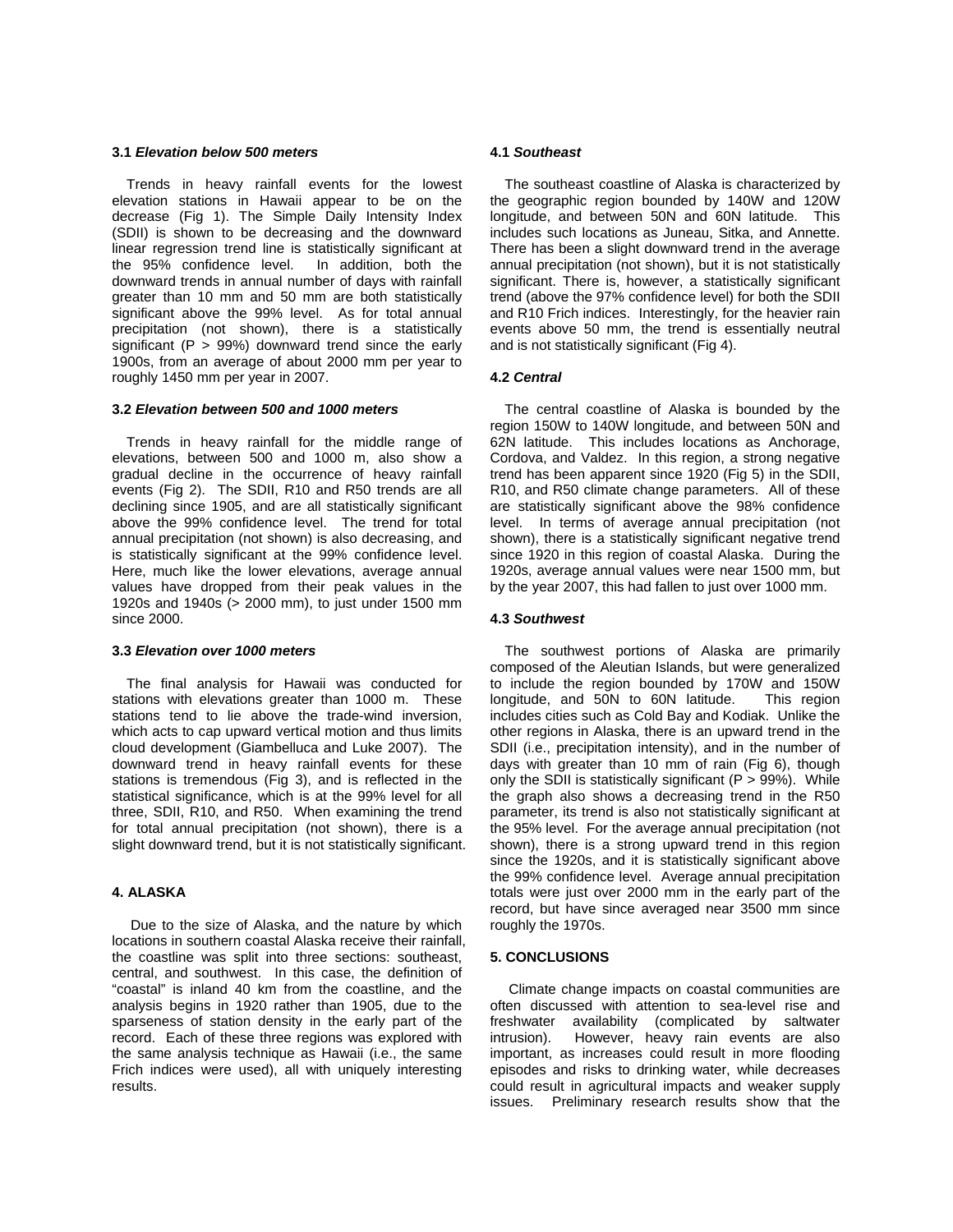### 3.1 *Elevation below 500 meters*

Trends in heavy rainfall events for the lowest elevation stations in Hawaii appear to be on the decrease (Fig 1). The Simple Daily Intensity Index (SDII) is shown to be decreasing and the downward linear regression trend line is statistically significant at the 95% confidence level. In addition, both the downward trends in annual number of days with rainfall greater than 10 mm and 50 mm are both statistically significant above the 99% level. As for total annual precipitation (not shown), there is a statistically significant (P > 99%) downward trend since the early 1900s, from an average of about 2000 mm per year to roughly 1450 mm per year in 2007.

### 3.2 *Elevation between 500 and 1000 meters*

Trends in heavy rainfall for the middle range of elevations, between 500 and 1000 m, also show a gradual decline in the occurrence of heavy rainfall events (Fig 2). The SDII, R10 and R50 trends are all declining since 1905, and are all statistically significant above the 99% confidence level. The trend for total annual precipitation (not shown) is also decreasing, and is statistically significant at the 99% confidence level. Here, much like the lower elevations, average annual values have dropped from their peak values in the 1920s and 1940s (> 2000 mm), to just under 1500 mm since 2000.

### 3.3 *Elevation over 1000 meters*

The final analysis for Hawaii was conducted for stations with elevations greater than 1000 m. These stations tend to lie above the trade-wind inversion, which acts to cap upward vertical motion and thus limits cloud development (Giambelluca and Luke 2007). The downward trend in heavy rainfall events for these stations is tremendous (Fig 3), and is reflected in the statistical significance, which is at the 99% level for all three, SDII, R10, and R50. When examining the trend for total annual precipitation (not shown), there is a slight downward trend, but it is not statistically significant.

## 4. ALASKA

Due to the size of Alaska, and the nature by which locations in southern coastal Alaska receive their rainfall, the coastline was split into three sections: southeast, central, and southwest. In this case, the definition of "coastal" is inland 40 km from the coastline, and the analysis begins in 1920 rather than 1905, due to the sparseness of station density in the early part of the record. Each of these three regions was explored with the same analysis technique as Hawaii (i.e., the same Frich indices were used), all with uniquely interesting results.

### 4.1 *Southeast*

The southeast coastline of Alaska is characterized by the geographic region bounded by 140W and 120W longitude, and between 50N and 60N latitude. This includes such locations as Juneau, Sitka, and Annette. There has been a slight downward trend in the average annual precipitation (not shown), but it is not statistically significant. There is, however, a statistically significant trend (above the 97% confidence level) for both the SDII and R10 Frich indices. Interestingly, for the heavier rain events above 50 mm, the trend is essentially neutral and is not statistically significant (Fig 4).

### 4.2 *Central*

The central coastline of Alaska is bounded by the region 150W to 140W longitude, and between 50N and 62N latitude. This includes locations as Anchorage, Cordova, and Valdez. In this region, a strong negative trend has been apparent since 1920 (Fig 5) in the SDII, R10, and R50 climate change parameters. All of these are statistically significant above the 98% confidence level. In terms of average annual precipitation (not shown), there is a statistically significant negative trend since 1920 in this region of coastal Alaska. During the 1920s, average annual values were near 1500 mm, but by the year 2007, this had fallen to just over 1000 mm.

### 4.3 *Southwest*

The southwest portions of Alaska are primarily composed of the Aleutian Islands, but were generalized to include the region bounded by 170W and 150W longitude, and 50N to 60N latitude. This region includes cities such as Cold Bay and Kodiak. Unlike the other regions in Alaska, there is an upward trend in the SDII (i.e., precipitation intensity), and in the number of days with greater than 10 mm of rain (Fig 6), though only the SDII is statistically significant (P > 99%). While the graph also shows a decreasing trend in the R50 parameter, its trend is also not statistically significant at the 95% level. For the average annual precipitation (not shown), there is a strong upward trend in this region since the 1920s, and it is statistically significant above the 99% confidence level. Average annual precipitation totals were just over 2000 mm in the early part of the record, but have since averaged near 3500 mm since roughly the 1970s.

## 5. CONCLUSIONS

Climate change impacts on coastal communities are often discussed with attention to sea-level rise and freshwater availability (complicated by saltwater intrusion). However, heavy rain events are also important, as increases could result in more flooding episodes and risks to drinking water, while decreases could result in agricultural impacts and weaker supply issues. Preliminary research results show that the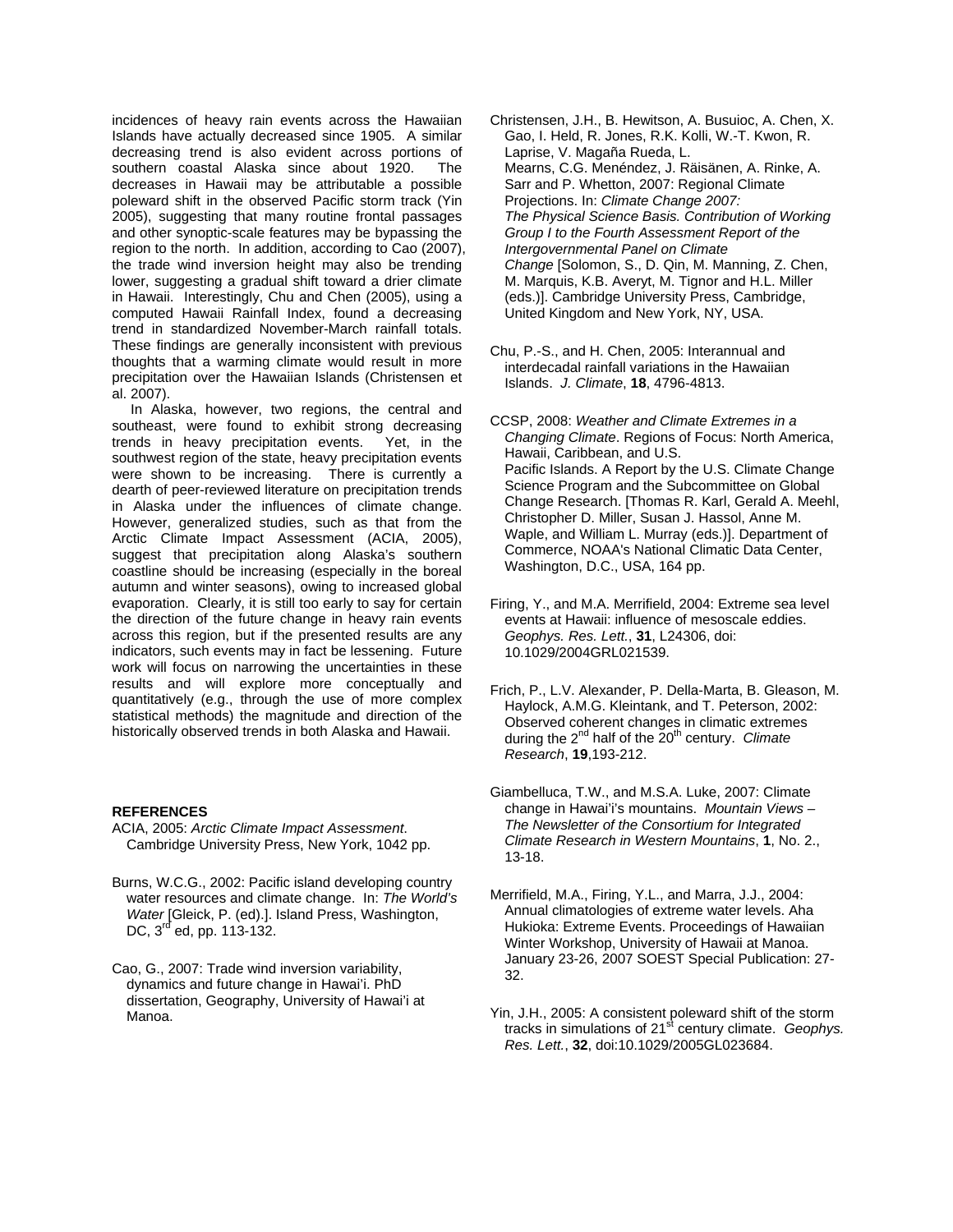incidences of heavy rain events across the Hawaiian Islands have actually decreased since 1905. A similar decreasing trend is also evident across portions of southern coastal Alaska since about 1920. The decreases in Hawaii may be attributable a possible poleward shift in the observed Pacific storm track (Yin 2005), suggesting that many routine frontal passages and other synoptic-scale features may be bypassing the region to the north. In addition, according to Cao (2007), the trade wind inversion height may also be trending lower, suggesting a gradual shift toward a drier climate in Hawaii. Interestingly, Chu and Chen (2005), using a computed Hawaii Rainfall Index, found a decreasing trend in standardized November-March rainfall totals. These findings are generally inconsistent with previous thoughts that a warming climate would result in more precipitation over the Hawaiian Islands (Christensen et al. 2007).

In Alaska, however, two regions, the central and southeast, were found to exhibit strong decreasing trends in heavy precipitation events. Yet, in the southwest region of the state, heavy precipitation events were shown to be increasing. There is currently a dearth of peer-reviewed literature on precipitation trends in Alaska under the influences of climate change. However, generalized studies, such as that from the Arctic Climate Impact Assessment (ACIA, 2005), suggest that precipitation along Alaska's southern coastline should be increasing (especially in the boreal autumn and winter seasons), owing to increased global evaporation. Clearly, it is still too early to say for certain the direction of the future change in heavy rain events across this region, but if the presented results are any indicators, such events may in fact be lessening. Future work will focus on narrowing the uncertainties in these results and will explore more conceptually and quantitatively (e.g., through the use of more complex statistical methods) the magnitude and direction of the historically observed trends in both Alaska and Hawaii.

**REFERENCES**

ACIA, 2005: *Arctic Climate Impact Assessment*. Cambridge University Press, New York, 1042 pp.

Burns, W.C.G., 2002: Pacific island developing country water resources and climate change. In: *The World's Water* [Gleick, P. (ed).]. Island Press, Washington, DC, 3rd ed, pp. 113-132.

Cao, G., 2007: Trade wind inversion variability, dynamics and future change in Hawai'i. PhD dissertation, Geography, University of Hawai'i at Manoa.

Christensen, J.H., B. Hewitson, A. Busuioc, A. Chen, X. Gao, I. Held, R. Jones, R.K. Kolli, W.-T. Kwon, R. Laprise, V. Magaña Rueda, L. Mearns, C.G. Menéndez, J. Räisänen, A. Rinke, A. Sarr and P. Whetton, 2007: Regional Climate Projections. In: *Climate Change 2007: The Physical Science Basis. Contribution of Working Group I to the Fourth Assessment Report of the Intergovernmental Panel on Climate Change* [Solomon, S., D. Qin, M. Manning, Z. Chen, M. Marquis, K.B. Averyt, M. Tignor and H.L. Miller (eds.)]. Cambridge University Press, Cambridge, United Kingdom and New York, NY, USA.

Chu, P.-S., and H. Chen, 2005: Interannual and interdecadal rainfall variations in the Hawaiian Islands. *J. Climate*, **18**, 4796-4813.

CCSP, 2008: *Weather and Climate Extremes in a Changing Climate*. Regions of Focus: North America, Hawaii, Caribbean, and U.S. Pacific Islands. A Report by the U.S. Climate Change Science Program and the Subcommittee on Global Change Research. [Thomas R. Karl, Gerald A. Meehl, Christopher D. Miller, Susan J. Hassol, Anne M. Waple, and William L. Murray (eds.)]. Department of Commerce, NOAA's National Climatic Data Center, Washington, D.C., USA, 164 pp.

Firing, Y., and M.A. Merrifield, 2004: Extreme sea level events at Hawaii: influence of mesoscale eddies. *Geophys. Res. Lett.*, **31**, L24306, doi: 10.1029/2004GRL021539.

Frich, P., L.V. Alexander, P. Della-Marta, B. Gleason, M. Haylock, A.M.G. Kleintank, and T. Peterson, 2002: Observed coherent changes in climatic extremes during the 2nd half of the 20th century. *Climate Research*, **19**,193-212.

Giambelluca, T.W., and M.S.A. Luke, 2007: Climate change in Hawai'i's mountains. *Mountain Views – The Newsletter of the Consortium for Integrated Climate Research in Western Mountains*, **1**, No. 2., 13-18.

Merrifield, M.A., Firing, Y.L., and Marra, J.J., 2004: Annual climatologies of extreme water levels. Aha Hukioka: Extreme Events. Proceedings of Hawaiian Winter Workshop, University of Hawaii at Manoa. January 23-26, 2007 SOEST Special Publication: 27-32.

Yin, J.H., 2005: A consistent poleward shift of the storm tracks in simulations of 21st century climate. *Geophys. Res. Lett.*, **32**, doi:10.1029/2005GL023684.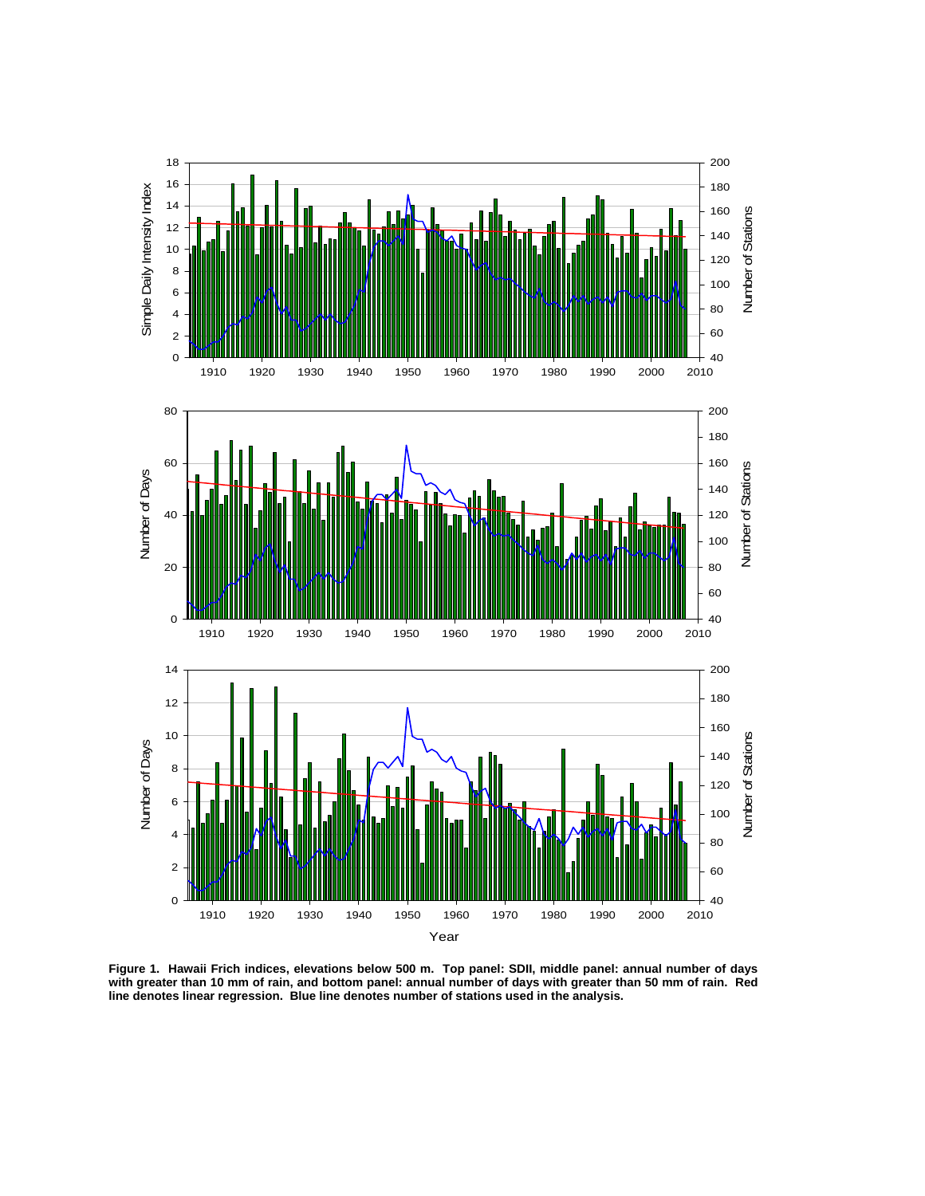**Figure 1. Hawaii Frich indices, elevations below 500 m. Top panel: SDII, middle panel: annual number of days with greater than 10 mm of rain, and bottom panel: annual number of days with greater than 50 mm of rain. Red line denotes linear regression. Blue line denotes number of stations used in the analysis.**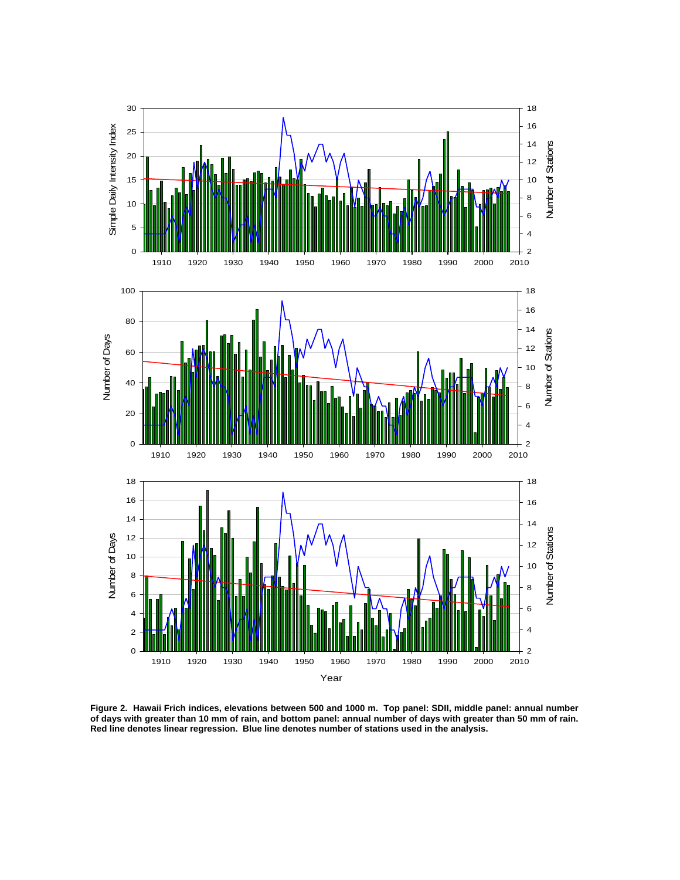**Figure 2. Hawaii Frich indices, elevations between 500 and 1000 m. Top panel: SDII, middle panel: annual number of days with greater than 10 mm of rain, and bottom panel: annual number of days with greater than 50 mm of rain. Red line denotes linear regression. Blue line denotes number of stations used in the analysis.**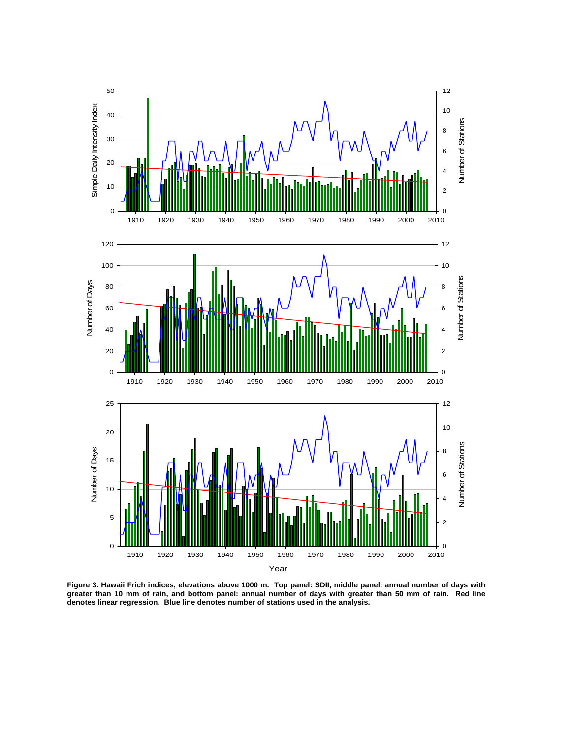Figure 3. Hawaii Frich indices, elevations above 1000 m. Top panel: SDII, middle panel: annual number of days with greater than 10 mm of rain, and bottom panel: annual number of days with greater than 50 mm of rain. Red line denotes linear regression. Blue line denotes number of stations used in the analysis.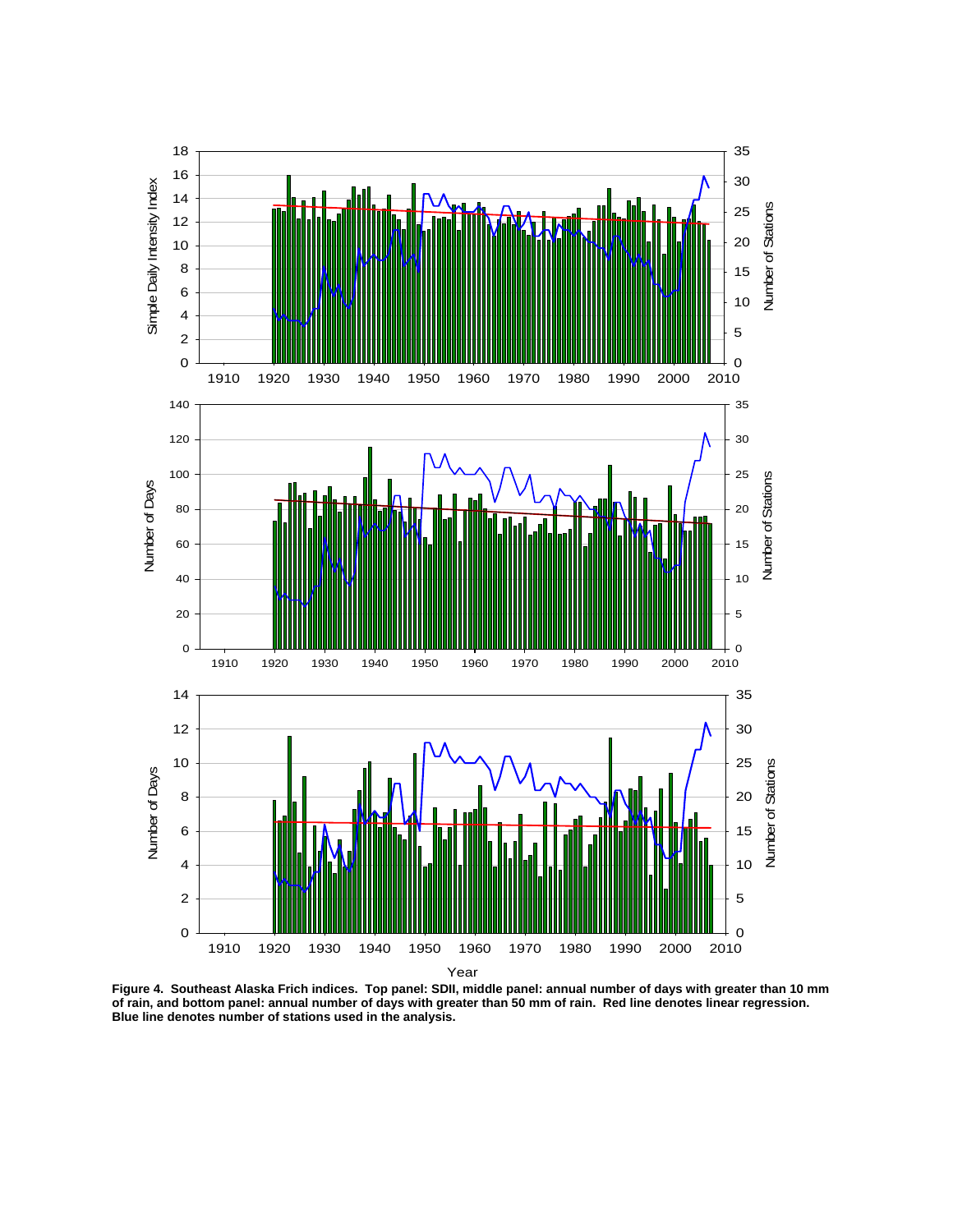**Figure 4. Southeast Alaska Frich indices. Top panel: SDII, middle panel: annual number of days with greater than 10 mm of rain, and bottom panel: annual number of days with greater than 50 mm of rain. Red line denotes linear regression. Blue line denotes number of stations used in the analysis.**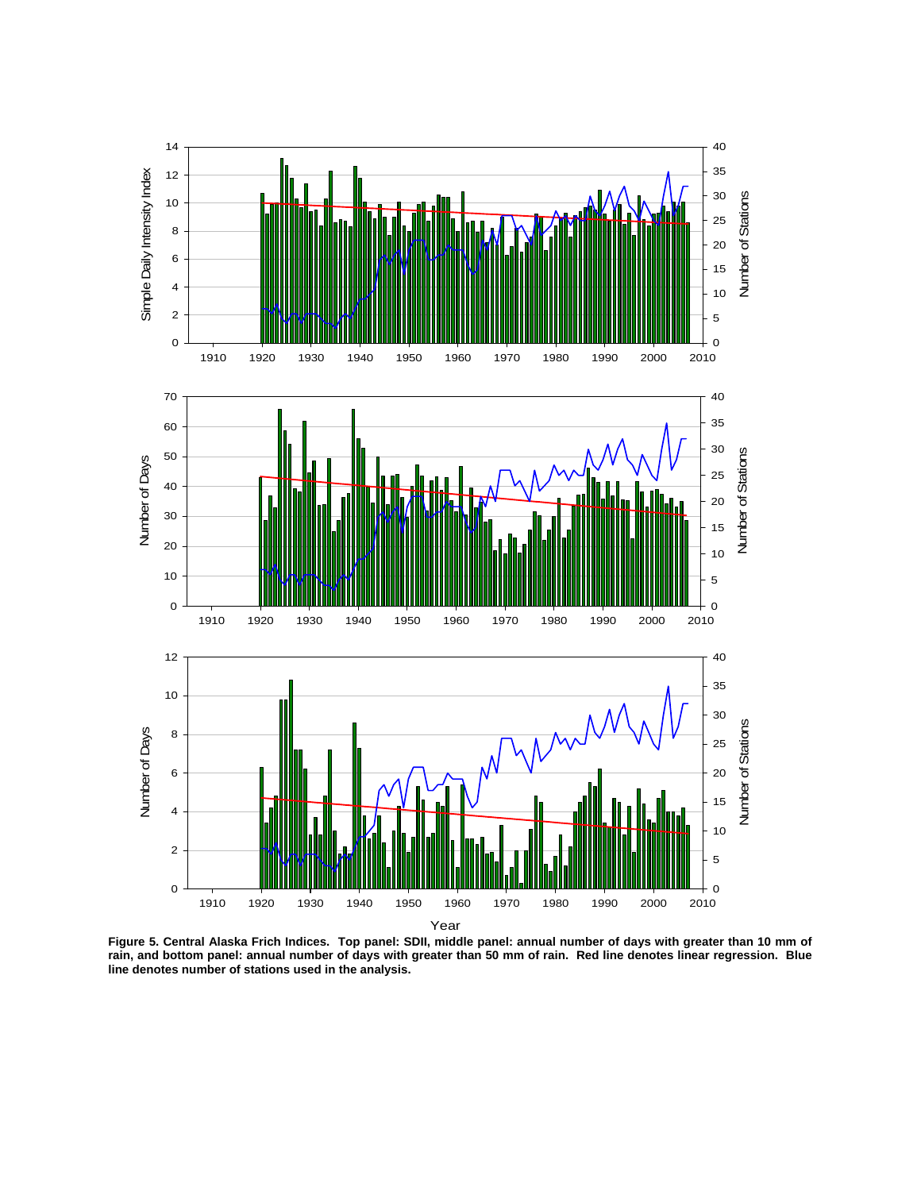**Figure 5. Central Alaska Frich Indices. Top panel: SDII, middle panel: annual number of days with greater than 10 mm of rain, and bottom panel: annual number of days with greater than 50 mm of rain. Red line denotes linear regression. Blue line denotes number of stations used in the analysis.**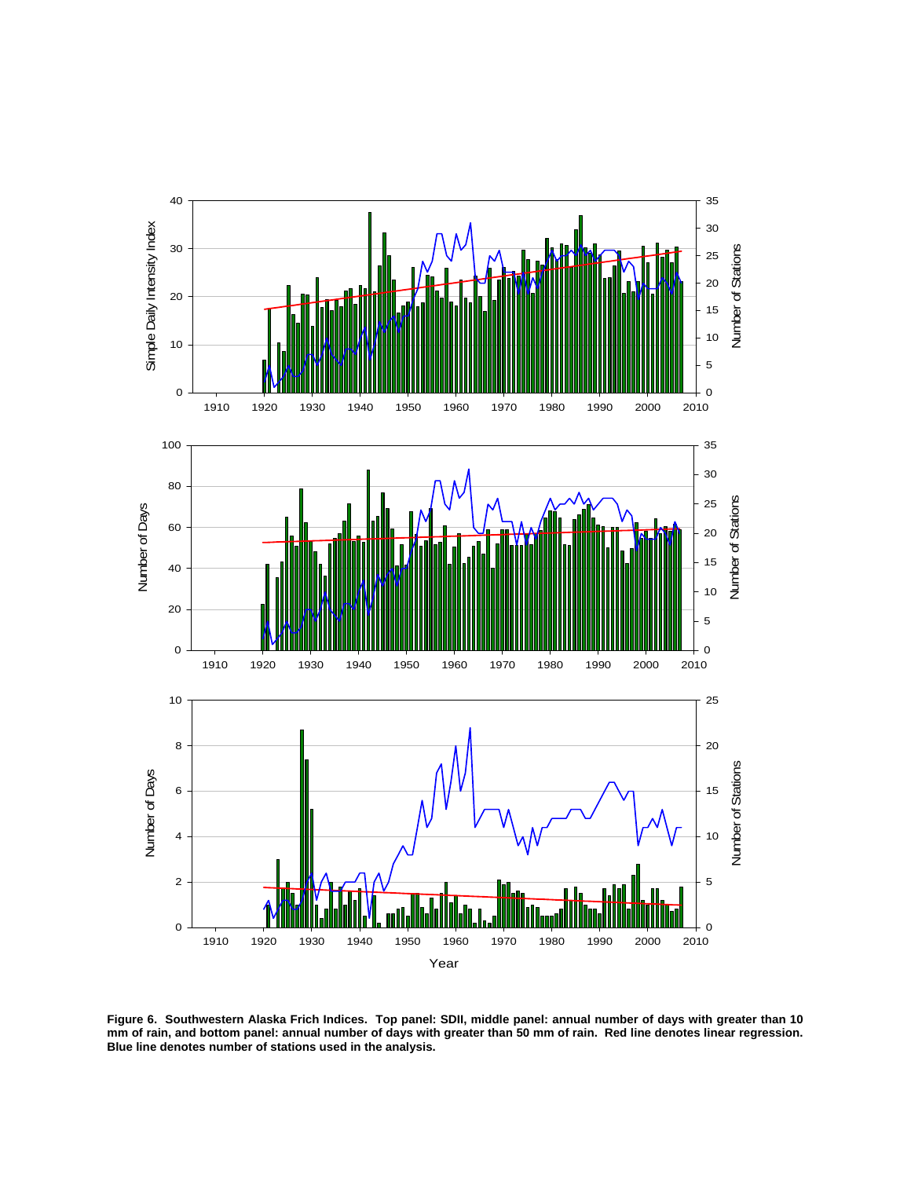Simple Daily Intensity Index

Number of Stations

0
10
20
30
40

0
5
10
15
20
25
30
35

1910
1920
1930
1940
1950
1960
1970
1980
1990
2000
2010

Number of Days

Number of Stations

0
20
40
60
80
100

0
5
10
15
20
25
30
35

1910
1920
1930
1940
1950
1960
1970
1980
1990
2000
2010

Number of Days

Number of Stations

0
2
4
6
8
10

0
5
10
15
20
25

1910
1920
1930
1940
1950
1960
1970
1980
1990
2000
2010

Year

**Figure 6. Southwestern Alaska Frich Indices. Top panel: SDII, middle panel: annual number of days with greater than 10 mm of rain, and bottom panel: annual number of days with greater than 50 mm of rain. Red line denotes linear regression. Blue line denotes number of stations used in the analysis.**